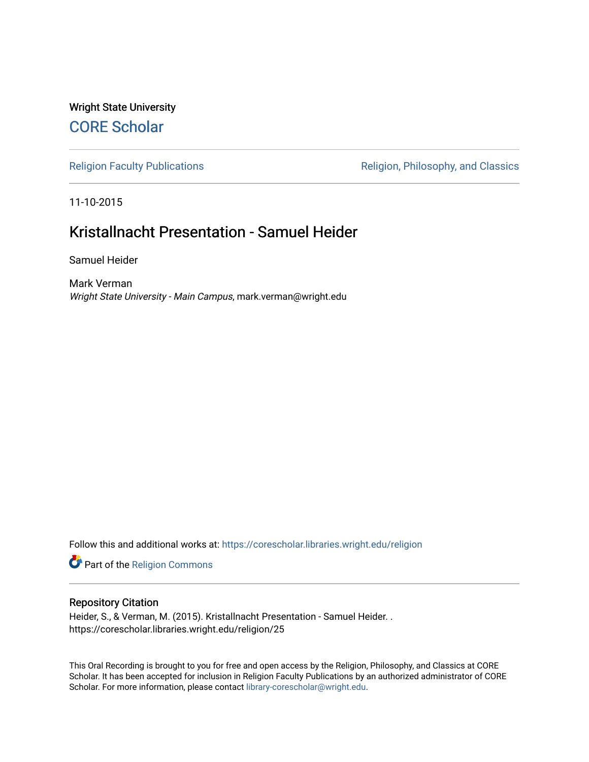Wright State University

# CORE Scholar

Religion Faculty Publications | Religion, Philosophy, and Classics

11-10-2015

## Kristallnacht Presentation - Samuel Heider

Samuel Heider

Mark Verman
*Wright State University - Main Campus*, mark.verman@wright.edu

Follow this and additional works at: https://corescholar.libraries.wright.edu/religion

Part of the Religion Commons

### Repository Citation

Heider, S., & Verman, M. (2015). Kristallnacht Presentation - Samuel Heider. .
https://corescholar.libraries.wright.edu/religion/25

This Oral Recording is brought to you for free and open access by the Religion, Philosophy, and Classics at CORE Scholar. It has been accepted for inclusion in Religion Faculty Publications by an authorized administrator of CORE Scholar. For more information, please contact library-corescholar@wright.edu.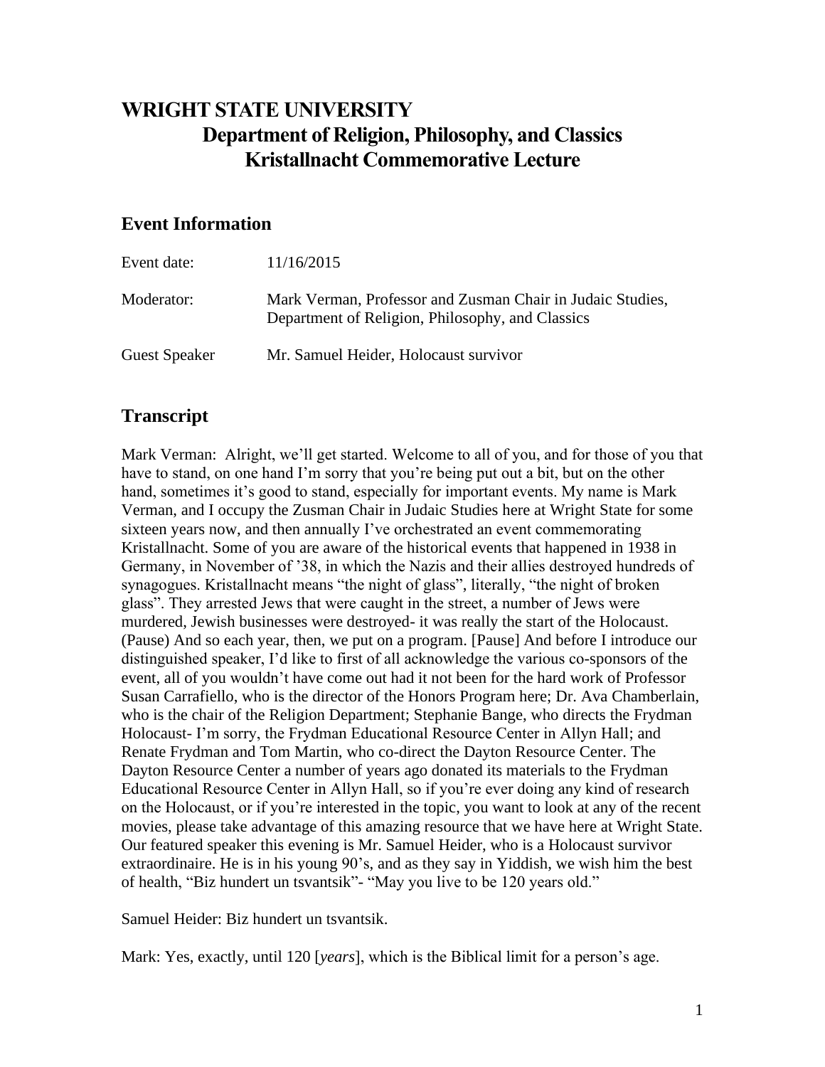# WRIGHT STATE UNIVERSITY

## Department of Religion, Philosophy, and Classics

## Kristallnacht Commemorative Lecture

## Event Information

| | |
|---|---|
| Event date: | 11/16/2015 |
| Moderator: | Mark Verman, Professor and Zusman Chair in Judaic Studies, Department of Religion, Philosophy, and Classics |
| Guest Speaker | Mr. Samuel Heider, Holocaust survivor |

## Transcript

Mark Verman: Alright, we'll get started. Welcome to all of you, and for those of you that have to stand, on one hand I'm sorry that you're being put out a bit, but on the other hand, sometimes it's good to stand, especially for important events. My name is Mark Verman, and I occupy the Zusman Chair in Judaic Studies here at Wright State for some sixteen years now, and then annually I've orchestrated an event commemorating Kristallnacht. Some of you are aware of the historical events that happened in 1938 in Germany, in November of '38, in which the Nazis and their allies destroyed hundreds of synagogues. Kristallnacht means "the night of glass", literally, "the night of broken glass". They arrested Jews that were caught in the street, a number of Jews were murdered, Jewish businesses were destroyed- it was really the start of the Holocaust. (Pause) And so each year, then, we put on a program. [Pause] And before I introduce our distinguished speaker, I'd like to first of all acknowledge the various co-sponsors of the event, all of you wouldn't have come out had it not been for the hard work of Professor Susan Carrafiello, who is the director of the Honors Program here; Dr. Ava Chamberlain, who is the chair of the Religion Department; Stephanie Bange, who directs the Frydman Holocaust- I'm sorry, the Frydman Educational Resource Center in Allyn Hall; and Renate Frydman and Tom Martin, who co-direct the Dayton Resource Center. The Dayton Resource Center a number of years ago donated its materials to the Frydman Educational Resource Center in Allyn Hall, so if you're ever doing any kind of research on the Holocaust, or if you're interested in the topic, you want to look at any of the recent movies, please take advantage of this amazing resource that we have here at Wright State. Our featured speaker this evening is Mr. Samuel Heider, who is a Holocaust survivor extraordinaire. He is in his young 90's, and as they say in Yiddish, we wish him the best of health, "Biz hundert un tsvantsik"- "May you live to be 120 years old."

Samuel Heider: Biz hundert un tsvantsik.

Mark: Yes, exactly, until 120 [*years*], which is the Biblical limit for a person's age.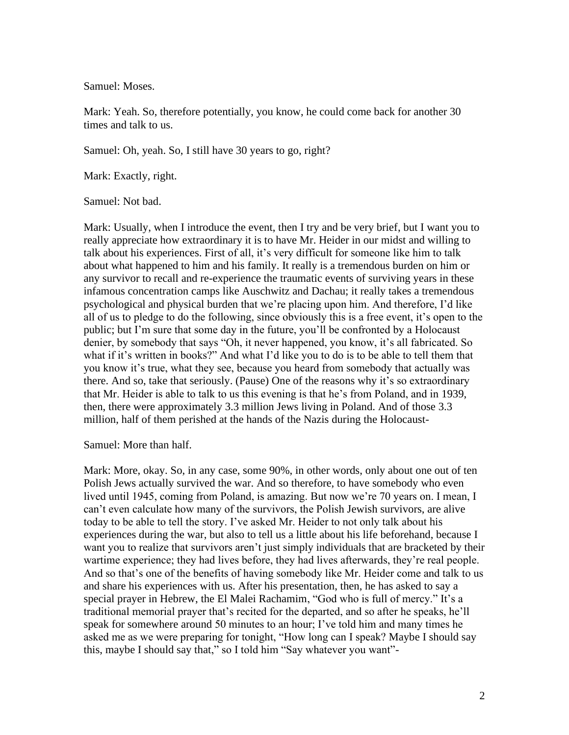Samuel: Moses.

Mark: Yeah. So, therefore potentially, you know, he could come back for another 30 times and talk to us.

Samuel: Oh, yeah. So, I still have 30 years to go, right?

Mark: Exactly, right.

Samuel: Not bad.

Mark: Usually, when I introduce the event, then I try and be very brief, but I want you to really appreciate how extraordinary it is to have Mr. Heider in our midst and willing to talk about his experiences. First of all, it's very difficult for someone like him to talk about what happened to him and his family. It really is a tremendous burden on him or any survivor to recall and re-experience the traumatic events of surviving years in these infamous concentration camps like Auschwitz and Dachau; it really takes a tremendous psychological and physical burden that we're placing upon him. And therefore, I'd like all of us to pledge to do the following, since obviously this is a free event, it's open to the public; but I'm sure that some day in the future, you'll be confronted by a Holocaust denier, by somebody that says "Oh, it never happened, you know, it's all fabricated. So what if it's written in books?" And what I'd like you to do is to be able to tell them that you know it's true, what they see, because you heard from somebody that actually was there. And so, take that seriously. (Pause) One of the reasons why it's so extraordinary that Mr. Heider is able to talk to us this evening is that he's from Poland, and in 1939, then, there were approximately 3.3 million Jews living in Poland. And of those 3.3 million, half of them perished at the hands of the Nazis during the Holocaust-

Samuel: More than half.

Mark: More, okay. So, in any case, some 90%, in other words, only about one out of ten Polish Jews actually survived the war. And so therefore, to have somebody who even lived until 1945, coming from Poland, is amazing. But now we're 70 years on. I mean, I can't even calculate how many of the survivors, the Polish Jewish survivors, are alive today to be able to tell the story. I've asked Mr. Heider to not only talk about his experiences during the war, but also to tell us a little about his life beforehand, because I want you to realize that survivors aren't just simply individuals that are bracketed by their wartime experience; they had lives before, they had lives afterwards, they're real people. And so that's one of the benefits of having somebody like Mr. Heider come and talk to us and share his experiences with us. After his presentation, then, he has asked to say a special prayer in Hebrew, the El Malei Rachamim, "God who is full of mercy." It's a traditional memorial prayer that's recited for the departed, and so after he speaks, he'll speak for somewhere around 50 minutes to an hour; I've told him and many times he asked me as we were preparing for tonight, "How long can I speak? Maybe I should say this, maybe I should say that," so I told him "Say whatever you want"-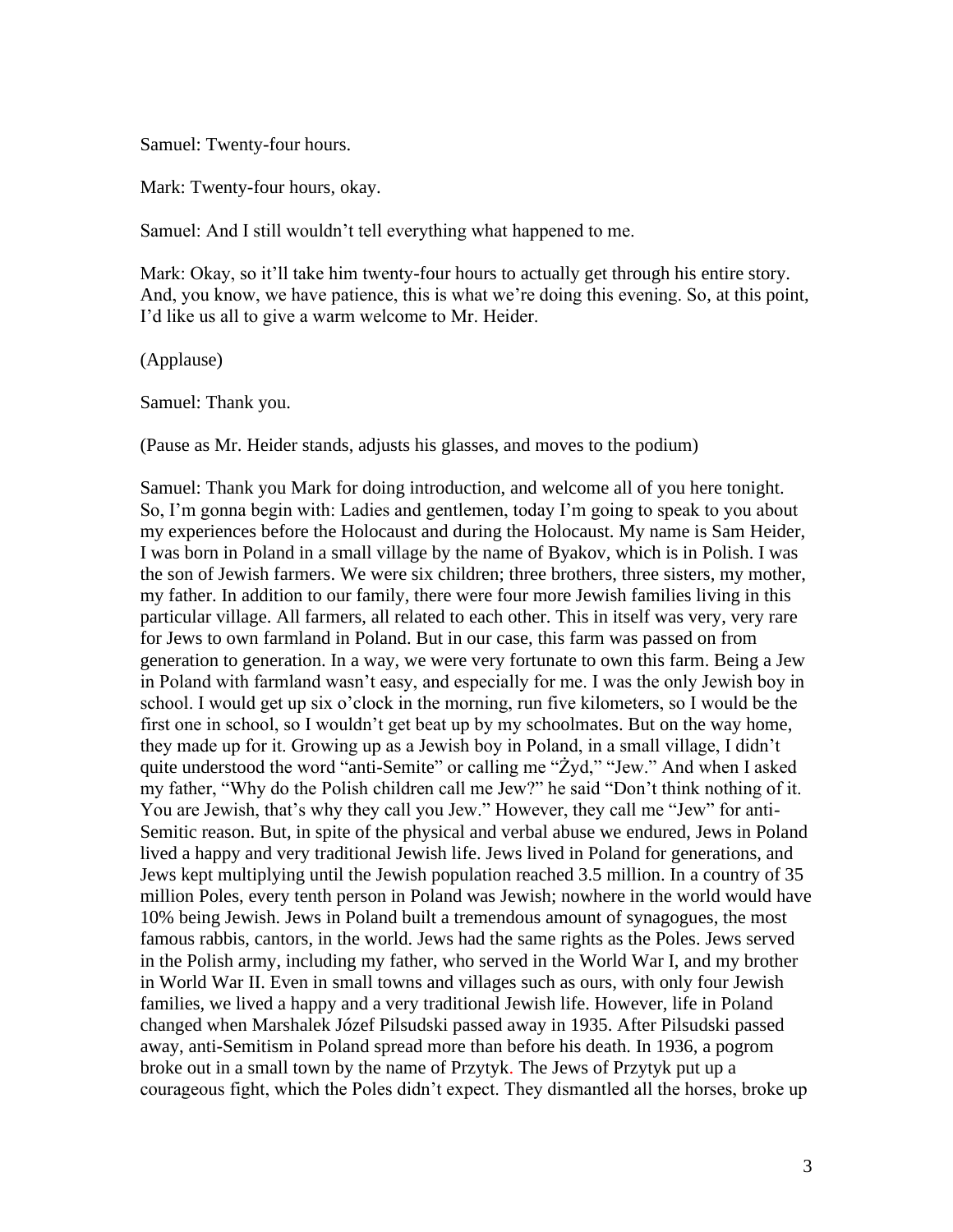Samuel: Twenty-four hours.

Mark: Twenty-four hours, okay.

Samuel: And I still wouldn't tell everything what happened to me.

Mark: Okay, so it'll take him twenty-four hours to actually get through his entire story. And, you know, we have patience, this is what we're doing this evening. So, at this point, I'd like us all to give a warm welcome to Mr. Heider.

(Applause)

Samuel: Thank you.

(Pause as Mr. Heider stands, adjusts his glasses, and moves to the podium)

Samuel: Thank you Mark for doing introduction, and welcome all of you here tonight. So, I'm gonna begin with: Ladies and gentlemen, today I'm going to speak to you about my experiences before the Holocaust and during the Holocaust. My name is Sam Heider, I was born in Poland in a small village by the name of Byakov, which is in Polish. I was the son of Jewish farmers. We were six children; three brothers, three sisters, my mother, my father. In addition to our family, there were four more Jewish families living in this particular village. All farmers, all related to each other. This in itself was very, very rare for Jews to own farmland in Poland. But in our case, this farm was passed on from generation to generation. In a way, we were very fortunate to own this farm. Being a Jew in Poland with farmland wasn't easy, and especially for me. I was the only Jewish boy in school. I would get up six o'clock in the morning, run five kilometers, so I would be the first one in school, so I wouldn't get beat up by my schoolmates. But on the way home, they made up for it. Growing up as a Jewish boy in Poland, in a small village, I didn't quite understood the word "anti-Semite" or calling me "Żyd," "Jew." And when I asked my father, "Why do the Polish children call me Jew?" he said "Don't think nothing of it. You are Jewish, that's why they call you Jew." However, they call me "Jew" for anti-Semitic reason. But, in spite of the physical and verbal abuse we endured, Jews in Poland lived a happy and very traditional Jewish life. Jews lived in Poland for generations, and Jews kept multiplying until the Jewish population reached 3.5 million. In a country of 35 million Poles, every tenth person in Poland was Jewish; nowhere in the world would have 10% being Jewish. Jews in Poland built a tremendous amount of synagogues, the most famous rabbis, cantors, in the world. Jews had the same rights as the Poles. Jews served in the Polish army, including my father, who served in the World War I, and my brother in World War II. Even in small towns and villages such as ours, with only four Jewish families, we lived a happy and a very traditional Jewish life. However, life in Poland changed when Marshalek Józef Pilsudski passed away in 1935. After Pilsudski passed away, anti-Semitism in Poland spread more than before his death. In 1936, a pogrom broke out in a small town by the name of Przytyk. The Jews of Przytyk put up a courageous fight, which the Poles didn't expect. They dismantled all the horses, broke up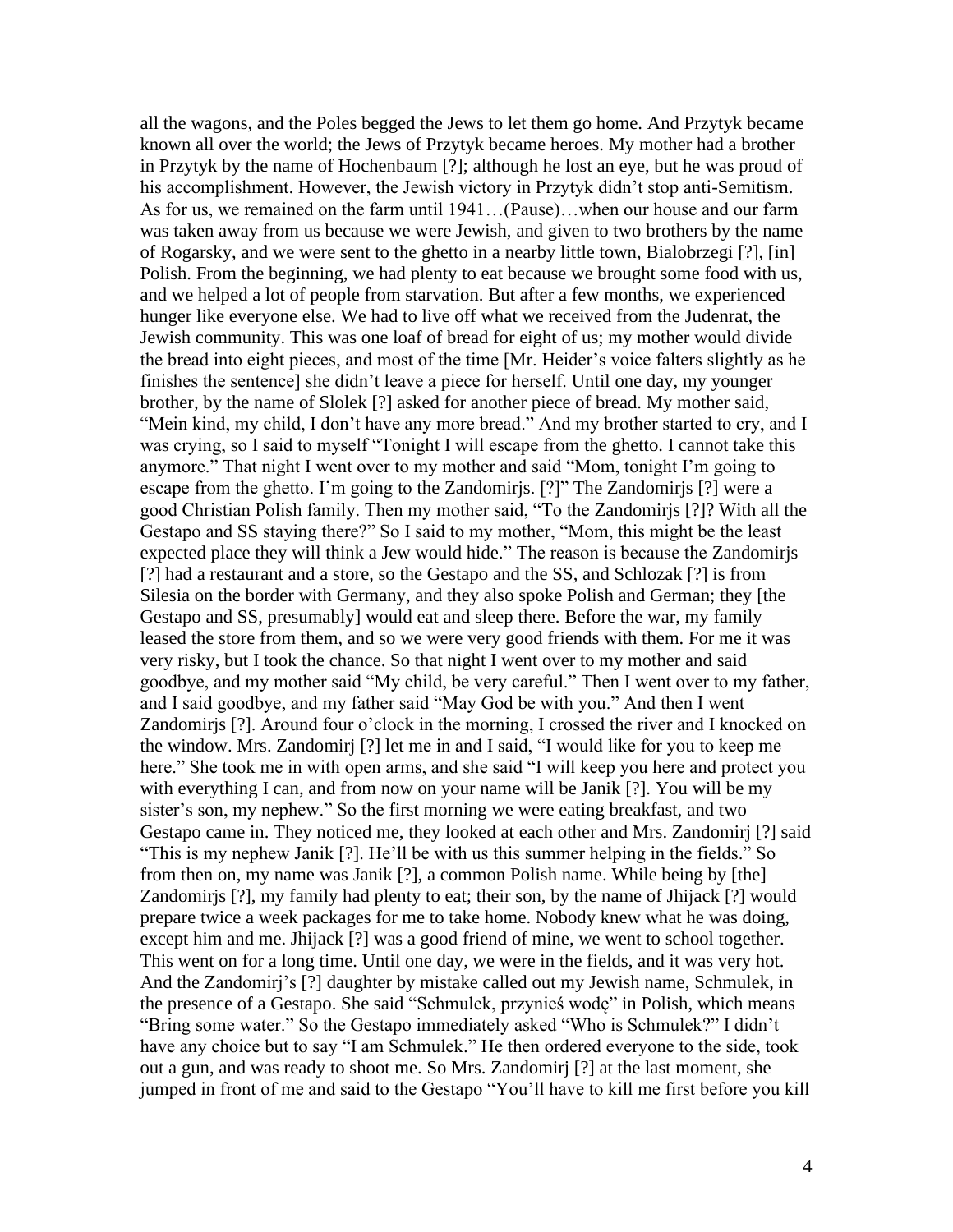all the wagons, and the Poles begged the Jews to let them go home. And Przytyk became known all over the world; the Jews of Przytyk became heroes. My mother had a brother in Przytyk by the name of Hochenbaum [?]; although he lost an eye, but he was proud of his accomplishment. However, the Jewish victory in Przytyk didn't stop anti-Semitism. As for us, we remained on the farm until 1941…(Pause)…when our house and our farm was taken away from us because we were Jewish, and given to two brothers by the name of Rogarsky, and we were sent to the ghetto in a nearby little town, Bialobrzegi [?], [in] Polish. From the beginning, we had plenty to eat because we brought some food with us, and we helped a lot of people from starvation. But after a few months, we experienced hunger like everyone else. We had to live off what we received from the Judenrat, the Jewish community. This was one loaf of bread for eight of us; my mother would divide the bread into eight pieces, and most of the time [Mr. Heider's voice falters slightly as he finishes the sentence] she didn't leave a piece for herself. Until one day, my younger brother, by the name of Slolek [?] asked for another piece of bread. My mother said, "Mein kind, my child, I don't have any more bread." And my brother started to cry, and I was crying, so I said to myself "Tonight I will escape from the ghetto. I cannot take this anymore." That night I went over to my mother and said "Mom, tonight I'm going to escape from the ghetto. I'm going to the Zandomirjs. [?]" The Zandomirjs [?] were a good Christian Polish family. Then my mother said, "To the Zandomirjs [?]? With all the Gestapo and SS staying there?" So I said to my mother, "Mom, this might be the least expected place they will think a Jew would hide." The reason is because the Zandomirjs [?] had a restaurant and a store, so the Gestapo and the SS, and Schlozak [?] is from Silesia on the border with Germany, and they also spoke Polish and German; they [the Gestapo and SS, presumably] would eat and sleep there. Before the war, my family leased the store from them, and so we were very good friends with them. For me it was very risky, but I took the chance. So that night I went over to my mother and said goodbye, and my mother said "My child, be very careful." Then I went over to my father, and I said goodbye, and my father said "May God be with you." And then I went Zandomirjs [?]. Around four o'clock in the morning, I crossed the river and I knocked on the window. Mrs. Zandomirj [?] let me in and I said, "I would like for you to keep me here." She took me in with open arms, and she said "I will keep you here and protect you with everything I can, and from now on your name will be Janik [?]. You will be my sister's son, my nephew." So the first morning we were eating breakfast, and two Gestapo came in. They noticed me, they looked at each other and Mrs. Zandomirj [?] said "This is my nephew Janik [?]. He'll be with us this summer helping in the fields." So from then on, my name was Janik [?], a common Polish name. While being by [the] Zandomirjs [?], my family had plenty to eat; their son, by the name of Jhijack [?] would prepare twice a week packages for me to take home. Nobody knew what he was doing, except him and me. Jhijack [?] was a good friend of mine, we went to school together. This went on for a long time. Until one day, we were in the fields, and it was very hot. And the Zandomirj's [?] daughter by mistake called out my Jewish name, Schmulek, in the presence of a Gestapo. She said "Schmulek, przynieś wodę" in Polish, which means "Bring some water." So the Gestapo immediately asked "Who is Schmulek?" I didn't have any choice but to say "I am Schmulek." He then ordered everyone to the side, took out a gun, and was ready to shoot me. So Mrs. Zandomirj [?] at the last moment, she jumped in front of me and said to the Gestapo "You'll have to kill me first before you kill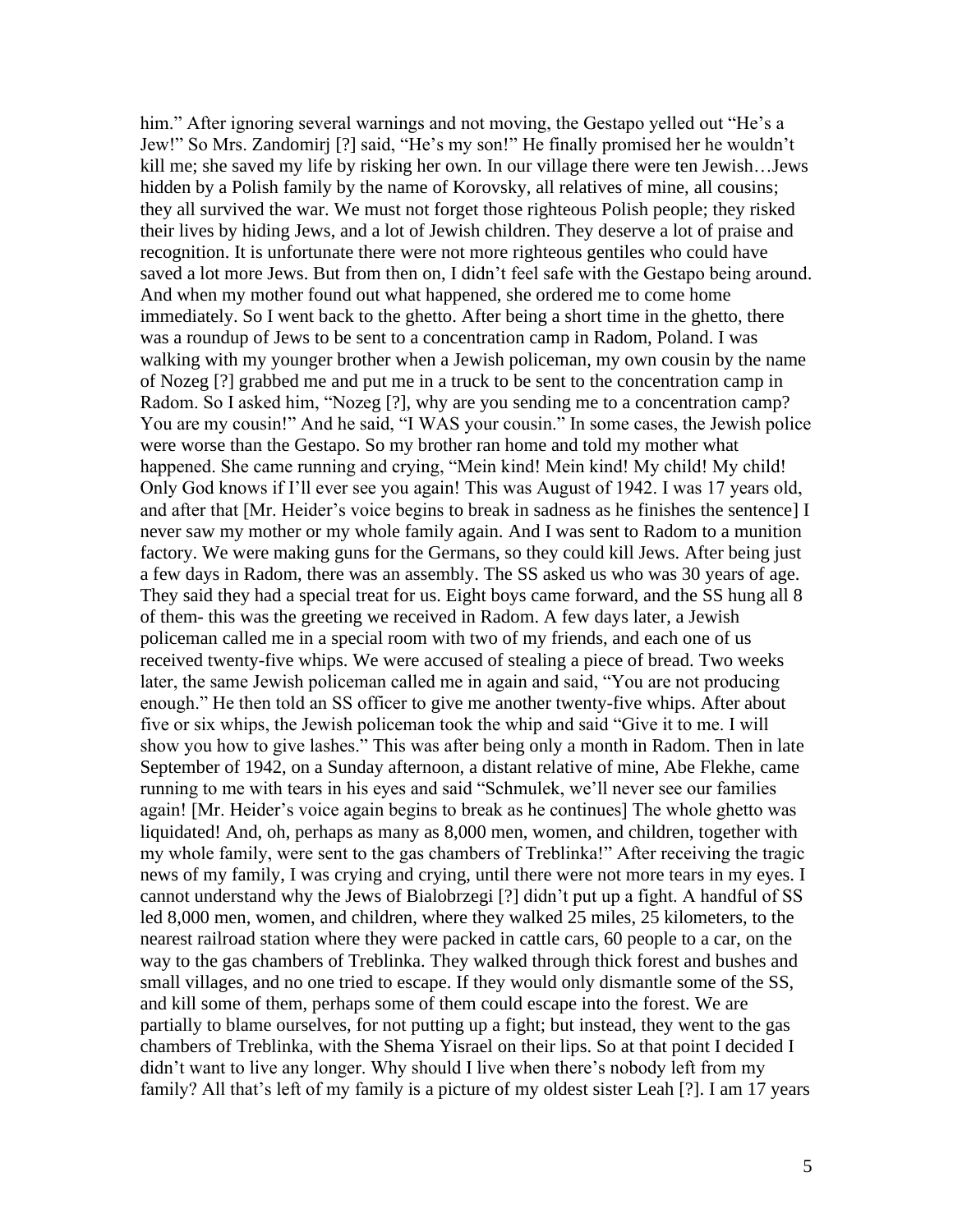him." After ignoring several warnings and not moving, the Gestapo yelled out "He's a Jew!" So Mrs. Zandomirj [?] said, "He's my son!" He finally promised her he wouldn't kill me; she saved my life by risking her own. In our village there were ten Jewish…Jews hidden by a Polish family by the name of Korovsky, all relatives of mine, all cousins; they all survived the war. We must not forget those righteous Polish people; they risked their lives by hiding Jews, and a lot of Jewish children. They deserve a lot of praise and recognition. It is unfortunate there were not more righteous gentiles who could have saved a lot more Jews. But from then on, I didn't feel safe with the Gestapo being around. And when my mother found out what happened, she ordered me to come home immediately. So I went back to the ghetto. After being a short time in the ghetto, there was a roundup of Jews to be sent to a concentration camp in Radom, Poland. I was walking with my younger brother when a Jewish policeman, my own cousin by the name of Nozeg [?] grabbed me and put me in a truck to be sent to the concentration camp in Radom. So I asked him, "Nozeg [?], why are you sending me to a concentration camp? You are my cousin!" And he said, "I WAS your cousin." In some cases, the Jewish police were worse than the Gestapo. So my brother ran home and told my mother what happened. She came running and crying, "Mein kind! Mein kind! My child! My child! Only God knows if I'll ever see you again! This was August of 1942. I was 17 years old, and after that [Mr. Heider's voice begins to break in sadness as he finishes the sentence] I never saw my mother or my whole family again. And I was sent to Radom to a munition factory. We were making guns for the Germans, so they could kill Jews. After being just a few days in Radom, there was an assembly. The SS asked us who was 30 years of age. They said they had a special treat for us. Eight boys came forward, and the SS hung all 8 of them- this was the greeting we received in Radom. A few days later, a Jewish policeman called me in a special room with two of my friends, and each one of us received twenty-five whips. We were accused of stealing a piece of bread. Two weeks later, the same Jewish policeman called me in again and said, "You are not producing enough." He then told an SS officer to give me another twenty-five whips. After about five or six whips, the Jewish policeman took the whip and said "Give it to me. I will show you how to give lashes." This was after being only a month in Radom. Then in late September of 1942, on a Sunday afternoon, a distant relative of mine, Abe Flekhe, came running to me with tears in his eyes and said "Schmulek, we'll never see our families again! [Mr. Heider's voice again begins to break as he continues] The whole ghetto was liquidated! And, oh, perhaps as many as 8,000 men, women, and children, together with my whole family, were sent to the gas chambers of Treblinka!" After receiving the tragic news of my family, I was crying and crying, until there were not more tears in my eyes. I cannot understand why the Jews of Bialobrzegi [?] didn't put up a fight. A handful of SS led 8,000 men, women, and children, where they walked 25 miles, 25 kilometers, to the nearest railroad station where they were packed in cattle cars, 60 people to a car, on the way to the gas chambers of Treblinka. They walked through thick forest and bushes and small villages, and no one tried to escape. If they would only dismantle some of the SS, and kill some of them, perhaps some of them could escape into the forest. We are partially to blame ourselves, for not putting up a fight; but instead, they went to the gas chambers of Treblinka, with the Shema Yisrael on their lips. So at that point I decided I didn't want to live any longer. Why should I live when there's nobody left from my family? All that's left of my family is a picture of my oldest sister Leah [?]. I am 17 years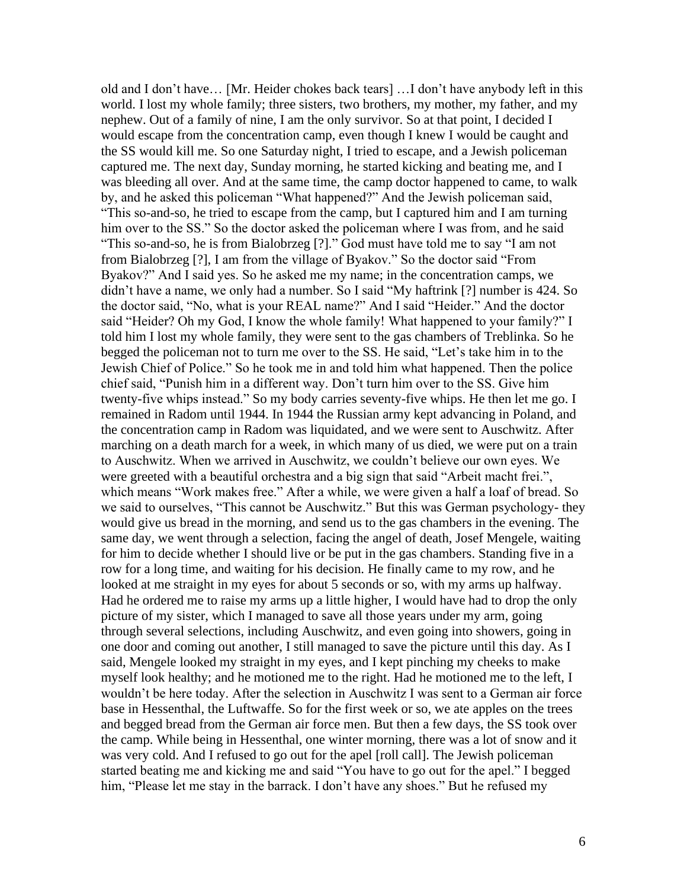old and I don't have… [Mr. Heider chokes back tears] …I don't have anybody left in this world. I lost my whole family; three sisters, two brothers, my mother, my father, and my nephew. Out of a family of nine, I am the only survivor. So at that point, I decided I would escape from the concentration camp, even though I knew I would be caught and the SS would kill me. So one Saturday night, I tried to escape, and a Jewish policeman captured me. The next day, Sunday morning, he started kicking and beating me, and I was bleeding all over. And at the same time, the camp doctor happened to came, to walk by, and he asked this policeman "What happened?" And the Jewish policeman said, "This so-and-so, he tried to escape from the camp, but I captured him and I am turning him over to the SS." So the doctor asked the policeman where I was from, and he said "This so-and-so, he is from Bialobrzeg [?]." God must have told me to say "I am not from Bialobrzeg [?], I am from the village of Byakov." So the doctor said "From Byakov?" And I said yes. So he asked me my name; in the concentration camps, we didn't have a name, we only had a number. So I said "My haftrink [?] number is 424. So the doctor said, "No, what is your REAL name?" And I said "Heider." And the doctor said "Heider? Oh my God, I know the whole family! What happened to your family?" I told him I lost my whole family, they were sent to the gas chambers of Treblinka. So he begged the policeman not to turn me over to the SS. He said, "Let's take him in to the Jewish Chief of Police." So he took me in and told him what happened. Then the police chief said, "Punish him in a different way. Don't turn him over to the SS. Give him twenty-five whips instead." So my body carries seventy-five whips. He then let me go. I remained in Radom until 1944. In 1944 the Russian army kept advancing in Poland, and the concentration camp in Radom was liquidated, and we were sent to Auschwitz. After marching on a death march for a week, in which many of us died, we were put on a train to Auschwitz. When we arrived in Auschwitz, we couldn't believe our own eyes. We were greeted with a beautiful orchestra and a big sign that said "Arbeit macht frei.", which means "Work makes free." After a while, we were given a half a loaf of bread. So we said to ourselves, "This cannot be Auschwitz." But this was German psychology- they would give us bread in the morning, and send us to the gas chambers in the evening. The same day, we went through a selection, facing the angel of death, Josef Mengele, waiting for him to decide whether I should live or be put in the gas chambers. Standing five in a row for a long time, and waiting for his decision. He finally came to my row, and he looked at me straight in my eyes for about 5 seconds or so, with my arms up halfway. Had he ordered me to raise my arms up a little higher, I would have had to drop the only picture of my sister, which I managed to save all those years under my arm, going through several selections, including Auschwitz, and even going into showers, going in one door and coming out another, I still managed to save the picture until this day. As I said, Mengele looked my straight in my eyes, and I kept pinching my cheeks to make myself look healthy; and he motioned me to the right. Had he motioned me to the left, I wouldn't be here today. After the selection in Auschwitz I was sent to a German air force base in Hessenthal, the Luftwaffe. So for the first week or so, we ate apples on the trees and begged bread from the German air force men. But then a few days, the SS took over the camp. While being in Hessenthal, one winter morning, there was a lot of snow and it was very cold. And I refused to go out for the apel [roll call]. The Jewish policeman started beating me and kicking me and said "You have to go out for the apel." I begged him, "Please let me stay in the barrack. I don't have any shoes." But he refused my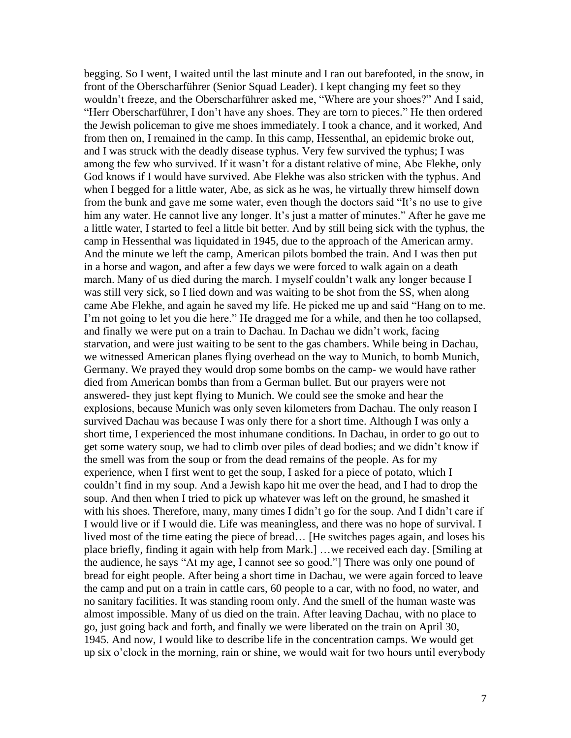begging. So I went, I waited until the last minute and I ran out barefooted, in the snow, in front of the Oberscharführer (Senior Squad Leader). I kept changing my feet so they wouldn't freeze, and the Oberscharführer asked me, "Where are your shoes?" And I said, "Herr Oberscharführer, I don't have any shoes. They are torn to pieces." He then ordered the Jewish policeman to give me shoes immediately. I took a chance, and it worked, And from then on, I remained in the camp. In this camp, Hessenthal, an epidemic broke out, and I was struck with the deadly disease typhus. Very few survived the typhus; I was among the few who survived. If it wasn't for a distant relative of mine, Abe Flekhe, only God knows if I would have survived. Abe Flekhe was also stricken with the typhus. And when I begged for a little water, Abe, as sick as he was, he virtually threw himself down from the bunk and gave me some water, even though the doctors said "It's no use to give him any water. He cannot live any longer. It's just a matter of minutes." After he gave me a little water, I started to feel a little bit better. And by still being sick with the typhus, the camp in Hessenthal was liquidated in 1945, due to the approach of the American army. And the minute we left the camp, American pilots bombed the train. And I was then put in a horse and wagon, and after a few days we were forced to walk again on a death march. Many of us died during the march. I myself couldn't walk any longer because I was still very sick, so I lied down and was waiting to be shot from the SS, when along came Abe Flekhe, and again he saved my life. He picked me up and said "Hang on to me. I'm not going to let you die here." He dragged me for a while, and then he too collapsed, and finally we were put on a train to Dachau. In Dachau we didn't work, facing starvation, and were just waiting to be sent to the gas chambers. While being in Dachau, we witnessed American planes flying overhead on the way to Munich, to bomb Munich, Germany. We prayed they would drop some bombs on the camp- we would have rather died from American bombs than from a German bullet. But our prayers were not answered- they just kept flying to Munich. We could see the smoke and hear the explosions, because Munich was only seven kilometers from Dachau. The only reason I survived Dachau was because I was only there for a short time. Although I was only a short time, I experienced the most inhumane conditions. In Dachau, in order to go out to get some watery soup, we had to climb over piles of dead bodies; and we didn't know if the smell was from the soup or from the dead remains of the people. As for my experience, when I first went to get the soup, I asked for a piece of potato, which I couldn't find in my soup. And a Jewish kapo hit me over the head, and I had to drop the soup. And then when I tried to pick up whatever was left on the ground, he smashed it with his shoes. Therefore, many, many times I didn't go for the soup. And I didn't care if I would live or if I would die. Life was meaningless, and there was no hope of survival. I lived most of the time eating the piece of bread… [He switches pages again, and loses his place briefly, finding it again with help from Mark.] …we received each day. [Smiling at the audience, he says "At my age, I cannot see so good."] There was only one pound of bread for eight people. After being a short time in Dachau, we were again forced to leave the camp and put on a train in cattle cars, 60 people to a car, with no food, no water, and no sanitary facilities. It was standing room only. And the smell of the human waste was almost impossible. Many of us died on the train. After leaving Dachau, with no place to go, just going back and forth, and finally we were liberated on the train on April 30, 1945. And now, I would like to describe life in the concentration camps. We would get up six o'clock in the morning, rain or shine, we would wait for two hours until everybody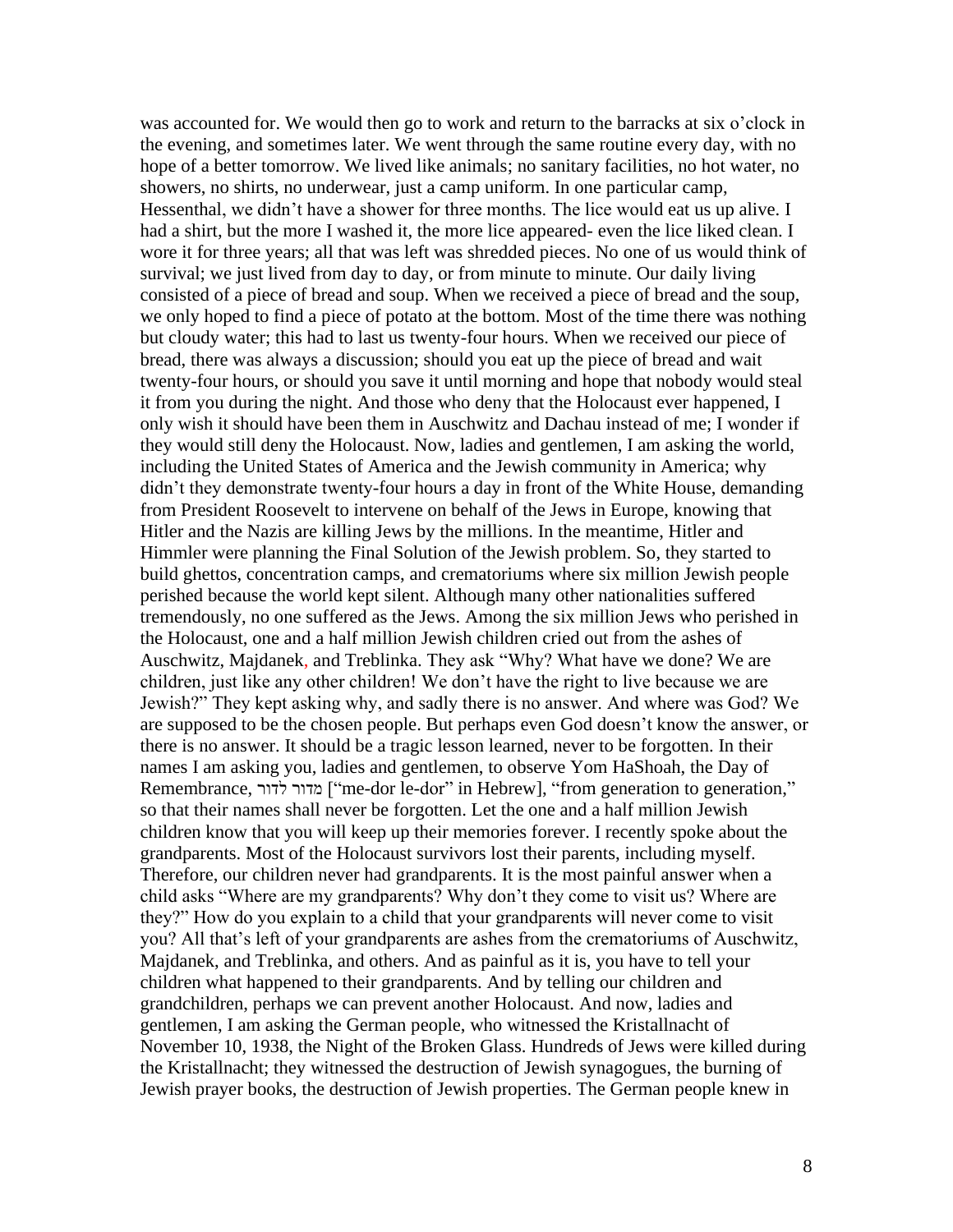was accounted for. We would then go to work and return to the barracks at six o'clock in the evening, and sometimes later. We went through the same routine every day, with no hope of a better tomorrow. We lived like animals; no sanitary facilities, no hot water, no showers, no shirts, no underwear, just a camp uniform. In one particular camp, Hessenthal, we didn't have a shower for three months. The lice would eat us up alive. I had a shirt, but the more I washed it, the more lice appeared- even the lice liked clean. I wore it for three years; all that was left was shredded pieces. No one of us would think of survival; we just lived from day to day, or from minute to minute. Our daily living consisted of a piece of bread and soup. When we received a piece of bread and the soup, we only hoped to find a piece of potato at the bottom. Most of the time there was nothing but cloudy water; this had to last us twenty-four hours. When we received our piece of bread, there was always a discussion; should you eat up the piece of bread and wait twenty-four hours, or should you save it until morning and hope that nobody would steal it from you during the night. And those who deny that the Holocaust ever happened, I only wish it should have been them in Auschwitz and Dachau instead of me; I wonder if they would still deny the Holocaust. Now, ladies and gentlemen, I am asking the world, including the United States of America and the Jewish community in America; why didn't they demonstrate twenty-four hours a day in front of the White House, demanding from President Roosevelt to intervene on behalf of the Jews in Europe, knowing that Hitler and the Nazis are killing Jews by the millions. In the meantime, Hitler and Himmler were planning the Final Solution of the Jewish problem. So, they started to build ghettos, concentration camps, and crematoriums where six million Jewish people perished because the world kept silent. Although many other nationalities suffered tremendously, no one suffered as the Jews. Among the six million Jews who perished in the Holocaust, one and a half million Jewish children cried out from the ashes of Auschwitz, Majdanek, and Treblinka. They ask "Why? What have we done? We are children, just like any other children! We don't have the right to live because we are Jewish?" They kept asking why, and sadly there is no answer. And where was God? We are supposed to be the chosen people. But perhaps even God doesn't know the answer, or there is no answer. It should be a tragic lesson learned, never to be forgotten. In their names I am asking you, ladies and gentlemen, to observe Yom HaShoah, the Day of Remembrance, מדור לדור ["me-dor le-dor" in Hebrew], "from generation to generation," so that their names shall never be forgotten. Let the one and a half million Jewish children know that you will keep up their memories forever. I recently spoke about the grandparents. Most of the Holocaust survivors lost their parents, including myself. Therefore, our children never had grandparents. It is the most painful answer when a child asks "Where are my grandparents? Why don't they come to visit us? Where are they?" How do you explain to a child that your grandparents will never come to visit you? All that's left of your grandparents are ashes from the crematoriums of Auschwitz, Majdanek, and Treblinka, and others. And as painful as it is, you have to tell your children what happened to their grandparents. And by telling our children and grandchildren, perhaps we can prevent another Holocaust. And now, ladies and gentlemen, I am asking the German people, who witnessed the Kristallnacht of November 10, 1938, the Night of the Broken Glass. Hundreds of Jews were killed during the Kristallnacht; they witnessed the destruction of Jewish synagogues, the burning of Jewish prayer books, the destruction of Jewish properties. The German people knew in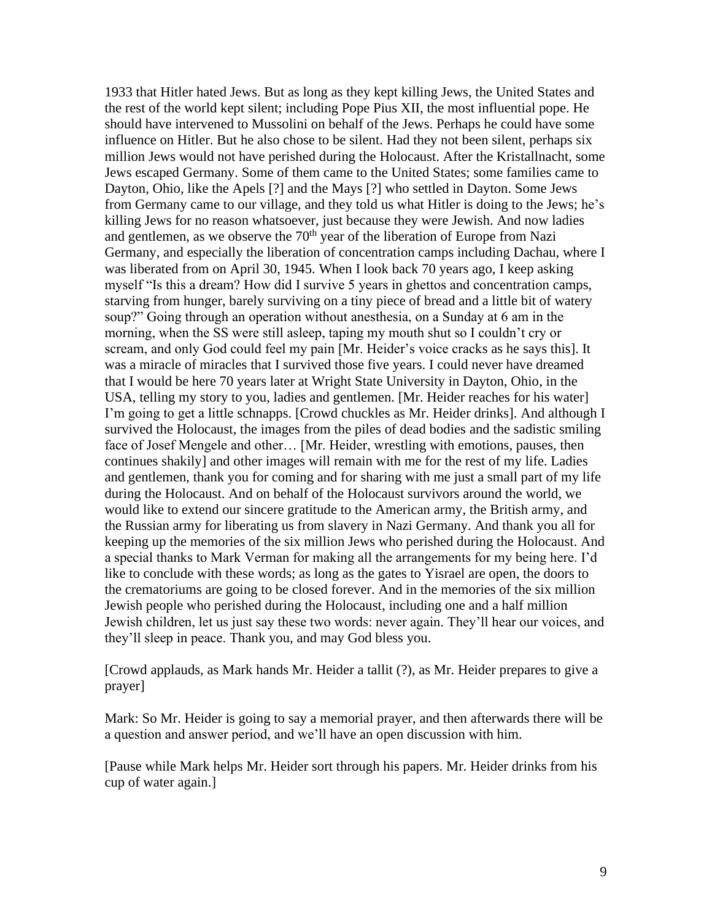1933 that Hitler hated Jews. But as long as they kept killing Jews, the United States and the rest of the world kept silent; including Pope Pius XII, the most influential pope. He should have intervened to Mussolini on behalf of the Jews. Perhaps he could have some influence on Hitler. But he also chose to be silent. Had they not been silent, perhaps six million Jews would not have perished during the Holocaust. After the Kristallnacht, some Jews escaped Germany. Some of them came to the United States; some families came to Dayton, Ohio, like the Apels [?] and the Mays [?] who settled in Dayton. Some Jews from Germany came to our village, and they told us what Hitler is doing to the Jews; he's killing Jews for no reason whatsoever, just because they were Jewish. And now ladies and gentlemen, as we observe the 70th year of the liberation of Europe from Nazi Germany, and especially the liberation of concentration camps including Dachau, where I was liberated from on April 30, 1945. When I look back 70 years ago, I keep asking myself "Is this a dream? How did I survive 5 years in ghettos and concentration camps, starving from hunger, barely surviving on a tiny piece of bread and a little bit of watery soup?" Going through an operation without anesthesia, on a Sunday at 6 am in the morning, when the SS were still asleep, taping my mouth shut so I couldn't cry or scream, and only God could feel my pain [Mr. Heider's voice cracks as he says this]. It was a miracle of miracles that I survived those five years. I could never have dreamed that I would be here 70 years later at Wright State University in Dayton, Ohio, in the USA, telling my story to you, ladies and gentlemen. [Mr. Heider reaches for his water] I'm going to get a little schnapps. [Crowd chuckles as Mr. Heider drinks]. And although I survived the Holocaust, the images from the piles of dead bodies and the sadistic smiling face of Josef Mengele and other… [Mr. Heider, wrestling with emotions, pauses, then continues shakily] and other images will remain with me for the rest of my life. Ladies and gentlemen, thank you for coming and for sharing with me just a small part of my life during the Holocaust. And on behalf of the Holocaust survivors around the world, we would like to extend our sincere gratitude to the American army, the British army, and the Russian army for liberating us from slavery in Nazi Germany. And thank you all for keeping up the memories of the six million Jews who perished during the Holocaust. And a special thanks to Mark Verman for making all the arrangements for my being here. I'd like to conclude with these words; as long as the gates to Yisrael are open, the doors to the crematoriums are going to be closed forever. And in the memories of the six million Jewish people who perished during the Holocaust, including one and a half million Jewish children, let us just say these two words: never again. They'll hear our voices, and they'll sleep in peace. Thank you, and may God bless you.

[Crowd applauds, as Mark hands Mr. Heider a tallit (?), as Mr. Heider prepares to give a prayer]

Mark: So Mr. Heider is going to say a memorial prayer, and then afterwards there will be a question and answer period, and we'll have an open discussion with him.

[Pause while Mark helps Mr. Heider sort through his papers. Mr. Heider drinks from his cup of water again.]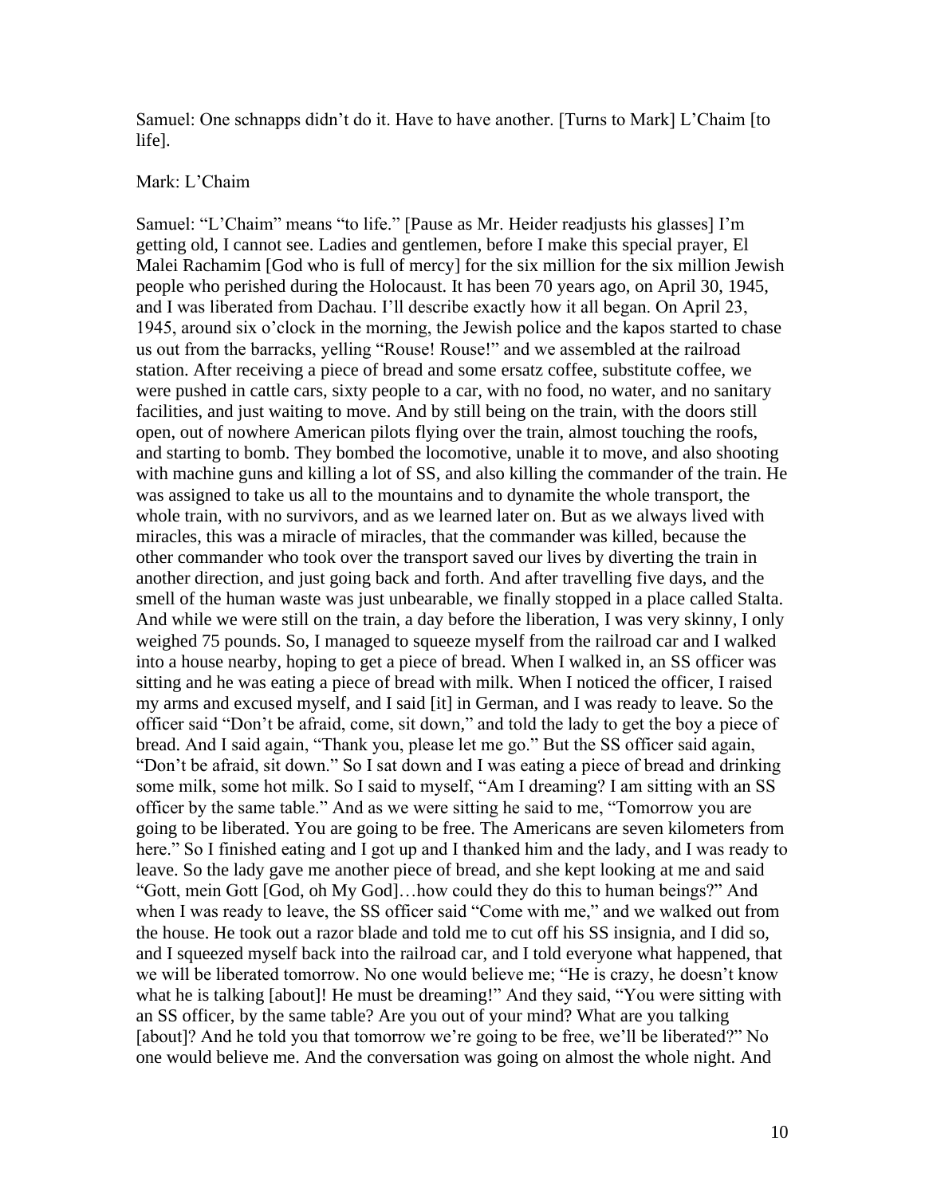Samuel: One schnapps didn't do it. Have to have another. [Turns to Mark] L'Chaim [to life].

Mark: L'Chaim

Samuel: "L'Chaim" means "to life." [Pause as Mr. Heider readjusts his glasses] I'm getting old, I cannot see. Ladies and gentlemen, before I make this special prayer, El Malei Rachamim [God who is full of mercy] for the six million for the six million Jewish people who perished during the Holocaust. It has been 70 years ago, on April 30, 1945, and I was liberated from Dachau. I'll describe exactly how it all began. On April 23, 1945, around six o'clock in the morning, the Jewish police and the kapos started to chase us out from the barracks, yelling "Rouse! Rouse!" and we assembled at the railroad station. After receiving a piece of bread and some ersatz coffee, substitute coffee, we were pushed in cattle cars, sixty people to a car, with no food, no water, and no sanitary facilities, and just waiting to move. And by still being on the train, with the doors still open, out of nowhere American pilots flying over the train, almost touching the roofs, and starting to bomb. They bombed the locomotive, unable it to move, and also shooting with machine guns and killing a lot of SS, and also killing the commander of the train. He was assigned to take us all to the mountains and to dynamite the whole transport, the whole train, with no survivors, and as we learned later on. But as we always lived with miracles, this was a miracle of miracles, that the commander was killed, because the other commander who took over the transport saved our lives by diverting the train in another direction, and just going back and forth. And after travelling five days, and the smell of the human waste was just unbearable, we finally stopped in a place called Stalta. And while we were still on the train, a day before the liberation, I was very skinny, I only weighed 75 pounds. So, I managed to squeeze myself from the railroad car and I walked into a house nearby, hoping to get a piece of bread. When I walked in, an SS officer was sitting and he was eating a piece of bread with milk. When I noticed the officer, I raised my arms and excused myself, and I said [it] in German, and I was ready to leave. So the officer said "Don't be afraid, come, sit down," and told the lady to get the boy a piece of bread. And I said again, "Thank you, please let me go." But the SS officer said again, "Don't be afraid, sit down." So I sat down and I was eating a piece of bread and drinking some milk, some hot milk. So I said to myself, "Am I dreaming? I am sitting with an SS officer by the same table." And as we were sitting he said to me, "Tomorrow you are going to be liberated. You are going to be free. The Americans are seven kilometers from here." So I finished eating and I got up and I thanked him and the lady, and I was ready to leave. So the lady gave me another piece of bread, and she kept looking at me and said "Gott, mein Gott [God, oh My God]…how could they do this to human beings?" And when I was ready to leave, the SS officer said "Come with me," and we walked out from the house. He took out a razor blade and told me to cut off his SS insignia, and I did so, and I squeezed myself back into the railroad car, and I told everyone what happened, that we will be liberated tomorrow. No one would believe me; "He is crazy, he doesn't know what he is talking [about]! He must be dreaming!" And they said, "You were sitting with an SS officer, by the same table? Are you out of your mind? What are you talking [about]? And he told you that tomorrow we're going to be free, we'll be liberated?" No one would believe me. And the conversation was going on almost the whole night. And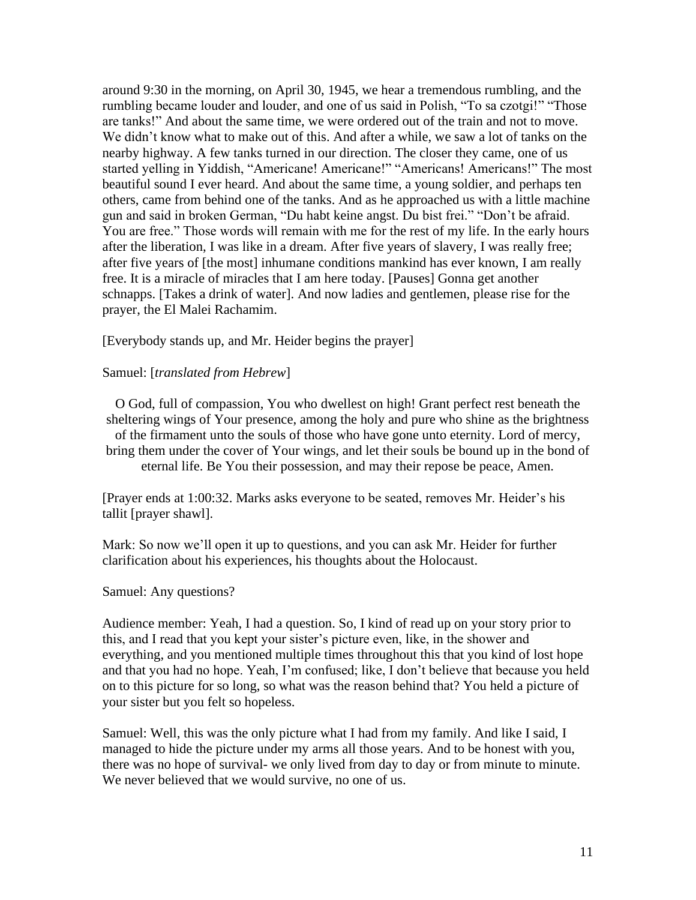around 9:30 in the morning, on April 30, 1945, we hear a tremendous rumbling, and the rumbling became louder and louder, and one of us said in Polish, “To sa czotgi!” “Those are tanks!” And about the same time, we were ordered out of the train and not to move. We didn’t know what to make out of this. And after a while, we saw a lot of tanks on the nearby highway. A few tanks turned in our direction. The closer they came, one of us started yelling in Yiddish, “Americane! Americane!” “Americans! Americans!” The most beautiful sound I ever heard. And about the same time, a young soldier, and perhaps ten others, came from behind one of the tanks. And as he approached us with a little machine gun and said in broken German, “Du habt keine angst. Du bist frei.” “Don’t be afraid. You are free.” Those words will remain with me for the rest of my life. In the early hours after the liberation, I was like in a dream. After five years of slavery, I was really free; after five years of [the most] inhumane conditions mankind has ever known, I am really free. It is a miracle of miracles that I am here today. [Pauses] Gonna get another schnapps. [Takes a drink of water]. And now ladies and gentlemen, please rise for the prayer, the El Malei Rachamim.

[Everybody stands up, and Mr. Heider begins the prayer]

Samuel: [*translated from Hebrew*]

> O God, full of compassion, You who dwellest on high! Grant perfect rest beneath the sheltering wings of Your presence, among the holy and pure who shine as the brightness of the firmament unto the souls of those who have gone unto eternity. Lord of mercy, bring them under the cover of Your wings, and let their souls be bound up in the bond of eternal life. Be You their possession, and may their repose be peace, Amen.

[Prayer ends at 1:00:32. Marks asks everyone to be seated, removes Mr. Heider’s his tallit [prayer shawl].

Mark: So now we’ll open it up to questions, and you can ask Mr. Heider for further clarification about his experiences, his thoughts about the Holocaust.

Samuel: Any questions?

Audience member: Yeah, I had a question. So, I kind of read up on your story prior to this, and I read that you kept your sister’s picture even, like, in the shower and everything, and you mentioned multiple times throughout this that you kind of lost hope and that you had no hope. Yeah, I’m confused; like, I don’t believe that because you held on to this picture for so long, so what was the reason behind that? You held a picture of your sister but you felt so hopeless.

Samuel: Well, this was the only picture what I had from my family. And like I said, I managed to hide the picture under my arms all those years. And to be honest with you, there was no hope of survival- we only lived from day to day or from minute to minute. We never believed that we would survive, no one of us.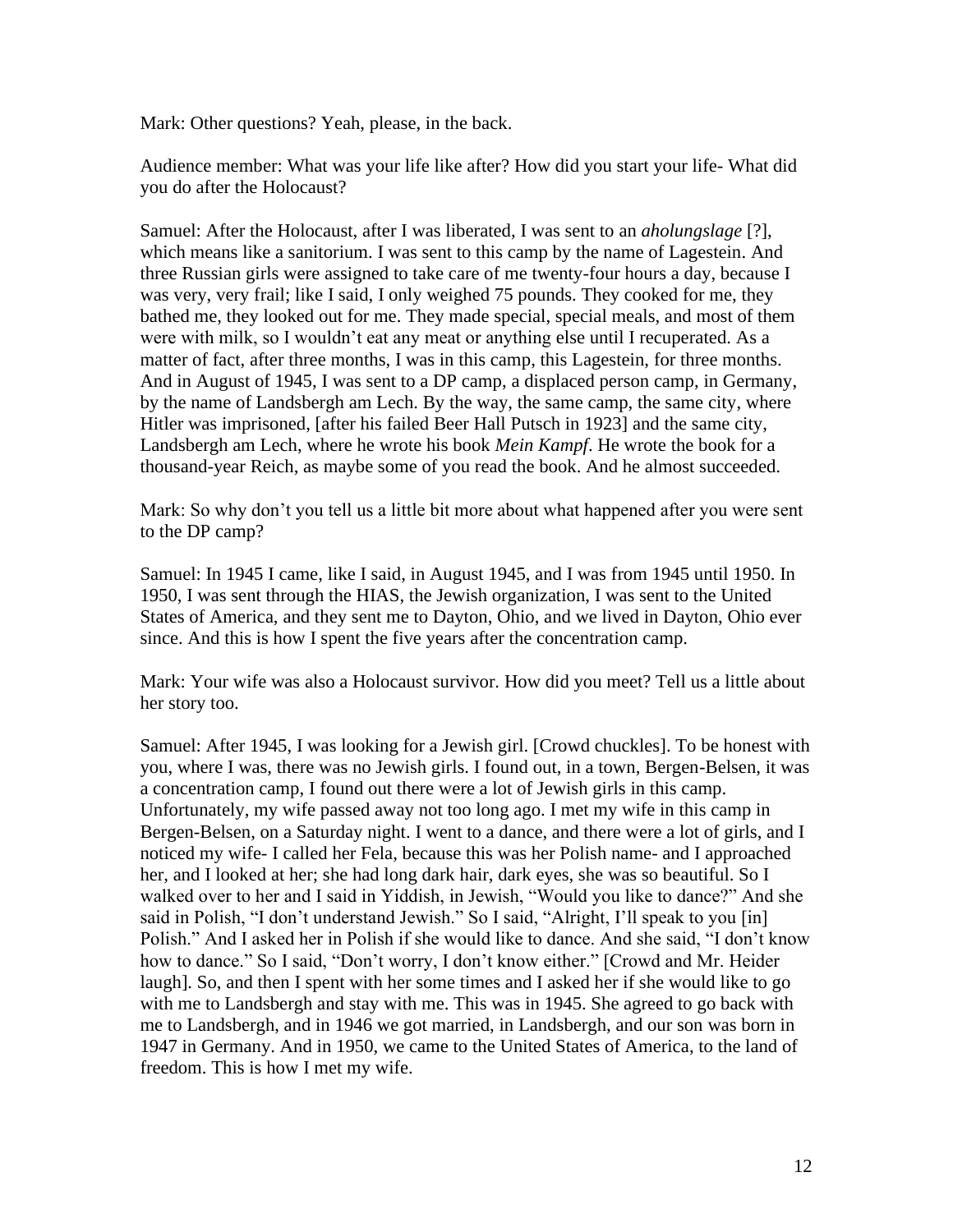Mark: Other questions? Yeah, please, in the back.

Audience member: What was your life like after? How did you start your life- What did you do after the Holocaust?

Samuel: After the Holocaust, after I was liberated, I was sent to an *aholungslage* [?], which means like a sanitorium. I was sent to this camp by the name of Lagestein. And three Russian girls were assigned to take care of me twenty-four hours a day, because I was very, very frail; like I said, I only weighed 75 pounds. They cooked for me, they bathed me, they looked out for me. They made special, special meals, and most of them were with milk, so I wouldn't eat any meat or anything else until I recuperated. As a matter of fact, after three months, I was in this camp, this Lagestein, for three months. And in August of 1945, I was sent to a DP camp, a displaced person camp, in Germany, by the name of Landsbergh am Lech. By the way, the same camp, the same city, where Hitler was imprisoned, [after his failed Beer Hall Putsch in 1923] and the same city, Landsbergh am Lech, where he wrote his book *Mein Kampf*. He wrote the book for a thousand-year Reich, as maybe some of you read the book. And he almost succeeded.

Mark: So why don't you tell us a little bit more about what happened after you were sent to the DP camp?

Samuel: In 1945 I came, like I said, in August 1945, and I was from 1945 until 1950. In 1950, I was sent through the HIAS, the Jewish organization, I was sent to the United States of America, and they sent me to Dayton, Ohio, and we lived in Dayton, Ohio ever since. And this is how I spent the five years after the concentration camp.

Mark: Your wife was also a Holocaust survivor. How did you meet? Tell us a little about her story too.

Samuel: After 1945, I was looking for a Jewish girl. [Crowd chuckles]. To be honest with you, where I was, there was no Jewish girls. I found out, in a town, Bergen-Belsen, it was a concentration camp, I found out there were a lot of Jewish girls in this camp. Unfortunately, my wife passed away not too long ago. I met my wife in this camp in Bergen-Belsen, on a Saturday night. I went to a dance, and there were a lot of girls, and I noticed my wife- I called her Fela, because this was her Polish name- and I approached her, and I looked at her; she had long dark hair, dark eyes, she was so beautiful. So I walked over to her and I said in Yiddish, in Jewish, "Would you like to dance?" And she said in Polish, "I don't understand Jewish." So I said, "Alright, I'll speak to you [in] Polish." And I asked her in Polish if she would like to dance. And she said, "I don't know how to dance." So I said, "Don't worry, I don't know either." [Crowd and Mr. Heider laugh]. So, and then I spent with her some times and I asked her if she would like to go with me to Landsbergh and stay with me. This was in 1945. She agreed to go back with me to Landsbergh, and in 1946 we got married, in Landsbergh, and our son was born in 1947 in Germany. And in 1950, we came to the United States of America, to the land of freedom. This is how I met my wife.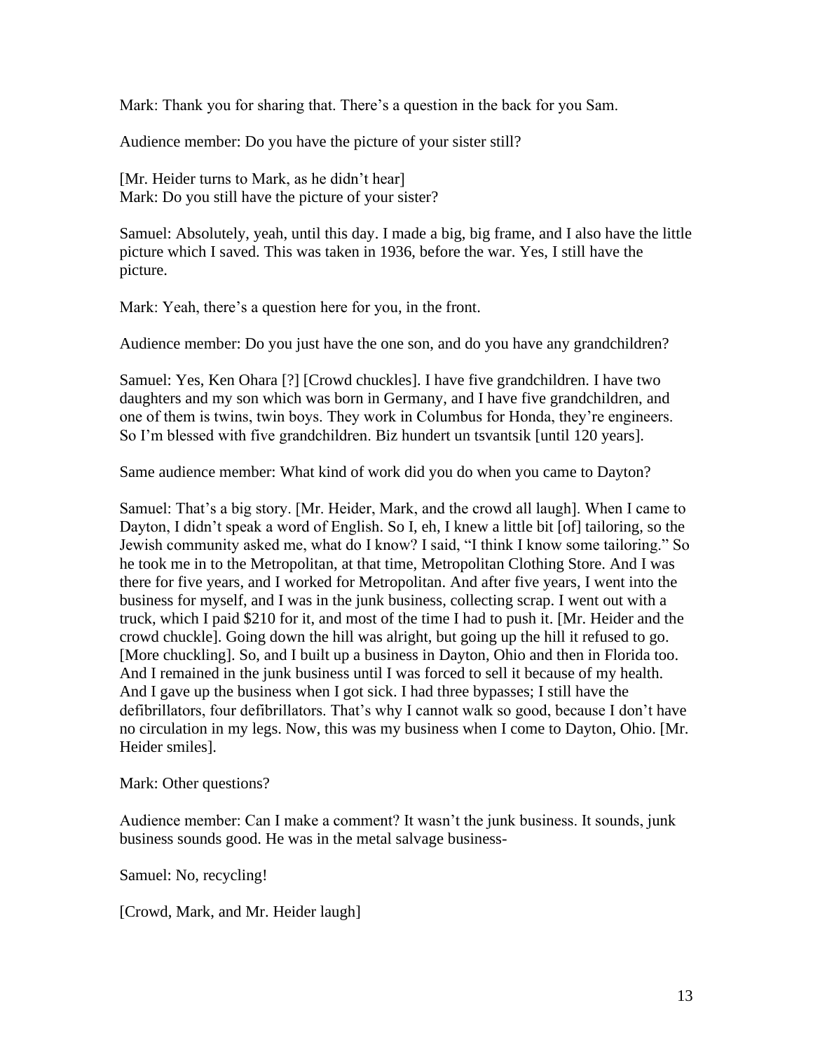Mark: Thank you for sharing that. There's a question in the back for you Sam.

Audience member: Do you have the picture of your sister still?

[Mr. Heider turns to Mark, as he didn't hear]
Mark: Do you still have the picture of your sister?

Samuel: Absolutely, yeah, until this day. I made a big, big frame, and I also have the little picture which I saved. This was taken in 1936, before the war. Yes, I still have the picture.

Mark: Yeah, there's a question here for you, in the front.

Audience member: Do you just have the one son, and do you have any grandchildren?

Samuel: Yes, Ken Ohara [?] [Crowd chuckles]. I have five grandchildren. I have two daughters and my son which was born in Germany, and I have five grandchildren, and one of them is twins, twin boys. They work in Columbus for Honda, they're engineers. So I'm blessed with five grandchildren. Biz hundert un tsvantsik [until 120 years].

Same audience member: What kind of work did you do when you came to Dayton?

Samuel: That's a big story. [Mr. Heider, Mark, and the crowd all laugh]. When I came to Dayton, I didn't speak a word of English. So I, eh, I knew a little bit [of] tailoring, so the Jewish community asked me, what do I know? I said, "I think I know some tailoring." So he took me in to the Metropolitan, at that time, Metropolitan Clothing Store. And I was there for five years, and I worked for Metropolitan. And after five years, I went into the business for myself, and I was in the junk business, collecting scrap. I went out with a truck, which I paid $210 for it, and most of the time I had to push it. [Mr. Heider and the crowd chuckle]. Going down the hill was alright, but going up the hill it refused to go. [More chuckling]. So, and I built up a business in Dayton, Ohio and then in Florida too. And I remained in the junk business until I was forced to sell it because of my health. And I gave up the business when I got sick. I had three bypasses; I still have the defibrillators, four defibrillators. That's why I cannot walk so good, because I don't have no circulation in my legs. Now, this was my business when I come to Dayton, Ohio. [Mr. Heider smiles].

Mark: Other questions?

Audience member: Can I make a comment? It wasn't the junk business. It sounds, junk business sounds good. He was in the metal salvage business-

Samuel: No, recycling!

[Crowd, Mark, and Mr. Heider laugh]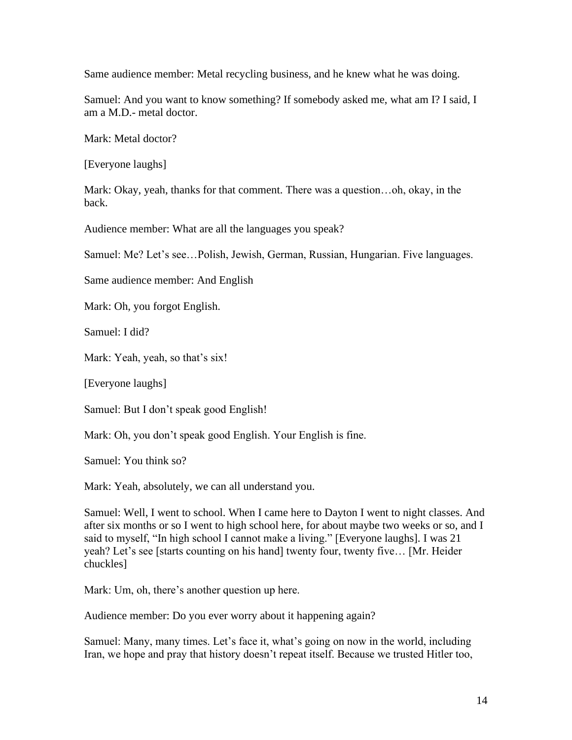Same audience member: Metal recycling business, and he knew what he was doing.

Samuel: And you want to know something? If somebody asked me, what am I? I said, I am a M.D.- metal doctor.

Mark: Metal doctor?

[Everyone laughs]

Mark: Okay, yeah, thanks for that comment. There was a question…oh, okay, in the back.

Audience member: What are all the languages you speak?

Samuel: Me? Let's see…Polish, Jewish, German, Russian, Hungarian. Five languages.

Same audience member: And English

Mark: Oh, you forgot English.

Samuel: I did?

Mark: Yeah, yeah, so that's six!

[Everyone laughs]

Samuel: But I don't speak good English!

Mark: Oh, you don't speak good English. Your English is fine.

Samuel: You think so?

Mark: Yeah, absolutely, we can all understand you.

Samuel: Well, I went to school. When I came here to Dayton I went to night classes. And after six months or so I went to high school here, for about maybe two weeks or so, and I said to myself, "In high school I cannot make a living." [Everyone laughs]. I was 21 yeah? Let's see [starts counting on his hand] twenty four, twenty five… [Mr. Heider chuckles]

Mark: Um, oh, there's another question up here.

Audience member: Do you ever worry about it happening again?

Samuel: Many, many times. Let's face it, what's going on now in the world, including Iran, we hope and pray that history doesn't repeat itself. Because we trusted Hitler too,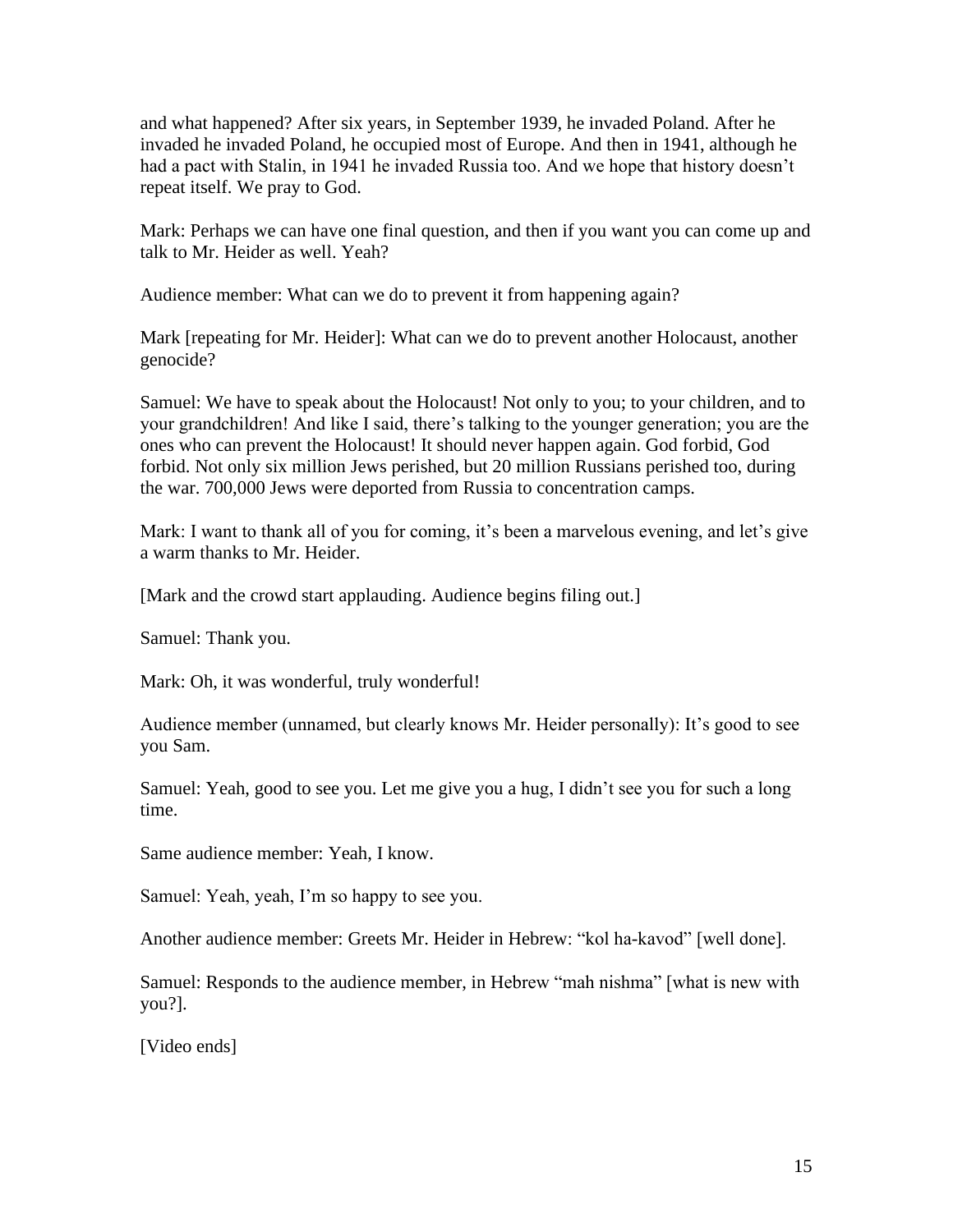and what happened? After six years, in September 1939, he invaded Poland. After he invaded he invaded Poland, he occupied most of Europe. And then in 1941, although he had a pact with Stalin, in 1941 he invaded Russia too. And we hope that history doesn't repeat itself. We pray to God.

Mark: Perhaps we can have one final question, and then if you want you can come up and talk to Mr. Heider as well. Yeah?

Audience member: What can we do to prevent it from happening again?

Mark [repeating for Mr. Heider]: What can we do to prevent another Holocaust, another genocide?

Samuel: We have to speak about the Holocaust! Not only to you; to your children, and to your grandchildren! And like I said, there's talking to the younger generation; you are the ones who can prevent the Holocaust! It should never happen again. God forbid, God forbid. Not only six million Jews perished, but 20 million Russians perished too, during the war. 700,000 Jews were deported from Russia to concentration camps.

Mark: I want to thank all of you for coming, it's been a marvelous evening, and let's give a warm thanks to Mr. Heider.

[Mark and the crowd start applauding. Audience begins filing out.]

Samuel: Thank you.

Mark: Oh, it was wonderful, truly wonderful!

Audience member (unnamed, but clearly knows Mr. Heider personally): It's good to see you Sam.

Samuel: Yeah, good to see you. Let me give you a hug, I didn't see you for such a long time.

Same audience member: Yeah, I know.

Samuel: Yeah, yeah, I'm so happy to see you.

Another audience member: Greets Mr. Heider in Hebrew: "kol ha-kavod" [well done].

Samuel: Responds to the audience member, in Hebrew "mah nishma" [what is new with you?].

[Video ends]